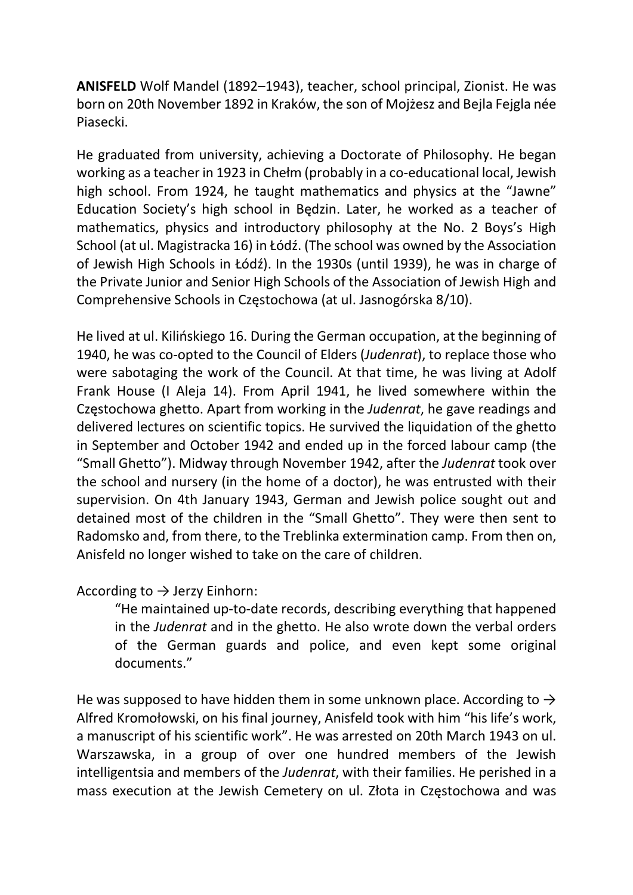**ANISFELD** Wolf Mandel (1892–1943), teacher, school principal, Zionist. He was born on 20th November 1892 in Kraków, the son of Mojżesz and Bejla Fejgla née Piasecki.

He graduated from university, achieving a Doctorate of Philosophy. He began working as a teacher in 1923 in Chełm (probably in a co-educational local, Jewish high school. From 1924, he taught mathematics and physics at the "Jawne" Education Society's high school in Będzin. Later, he worked as a teacher of mathematics, physics and introductory philosophy at the No. 2 Boys's High School (at ul. Magistracka 16) in Łódź. (The school was owned by the Association of Jewish High Schools in Łódź). In the 1930s (until 1939), he was in charge of the Private Junior and Senior High Schools of the Association of Jewish High and Comprehensive Schools in Częstochowa (at ul. Jasnogórska 8/10).

He lived at ul. Kilińskiego 16. During the German occupation, at the beginning of 1940, he was co-opted to the Council of Elders (*Judenrat*), to replace those who were sabotaging the work of the Council. At that time, he was living at Adolf Frank House (I Aleja 14). From April 1941, he lived somewhere within the Częstochowa ghetto. Apart from working in the *Judenrat*, he gave readings and delivered lectures on scientific topics. He survived the liquidation of the ghetto in September and October 1942 and ended up in the forced labour camp (the "Small Ghetto"). Midway through November 1942, after the *Judenrat* took over the school and nursery (in the home of a doctor), he was entrusted with their supervision. On 4th January 1943, German and Jewish police sought out and detained most of the children in the "Small Ghetto". They were then sent to Radomsko and, from there, to the Treblinka extermination camp. From then on, Anisfeld no longer wished to take on the care of children.

According to → Jerzy Einhorn:

> "He maintained up-to-date records, describing everything that happened in the *Judenrat* and in the ghetto. He also wrote down the verbal orders of the German guards and police, and even kept some original documents."

He was supposed to have hidden them in some unknown place. According to → Alfred Kromołowski, on his final journey, Anisfeld took with him "his life's work, a manuscript of his scientific work". He was arrested on 20th March 1943 on ul. Warszawska, in a group of over one hundred members of the Jewish intelligentsia and members of the *Judenrat*, with their families. He perished in a mass execution at the Jewish Cemetery on ul. Złota in Częstochowa and was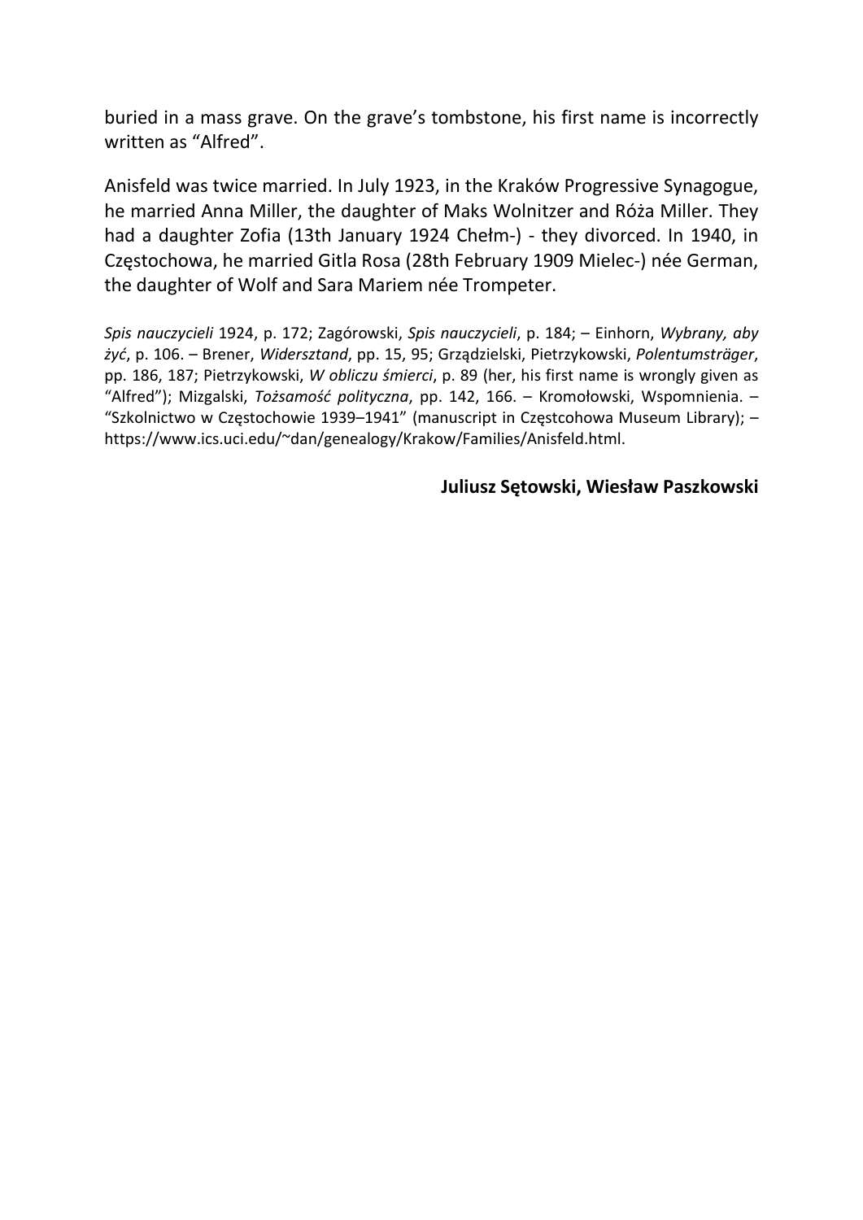buried in a mass grave. On the grave's tombstone, his first name is incorrectly written as "Alfred".

Anisfeld was twice married. In July 1923, in the Kraków Progressive Synagogue, he married Anna Miller, the daughter of Maks Wolnitzer and Róża Miller. They had a daughter Zofia (13th January 1924 Chełm-) - they divorced. In 1940, in Częstochowa, he married Gitla Rosa (28th February 1909 Mielec-) née German, the daughter of Wolf and Sara Mariem née Trompeter.

*Spis nauczycieli* 1924, p. 172; Zagórowski, *Spis nauczycieli*, p. 184; – Einhorn, *Wybrany, aby żyć*, p. 106. – Brener, *Widersztand*, pp. 15, 95; Grządzielski, Pietrzykowski, *Polentumsträger*, pp. 186, 187; Pietrzykowski, *W obliczu śmierci*, p. 89 (her, his first name is wrongly given as "Alfred"); Mizgalski, *Tożsamość polityczna*, pp. 142, 166. – Kromołowski, Wspomnienia. – "Szkolnictwo w Częstochowie 1939–1941" (manuscript in Częstcohowa Museum Library); – https://www.ics.uci.edu/~dan/genealogy/Krakow/Families/Anisfeld.html.

**Juliusz Sętowski, Wiesław Paszkowski**